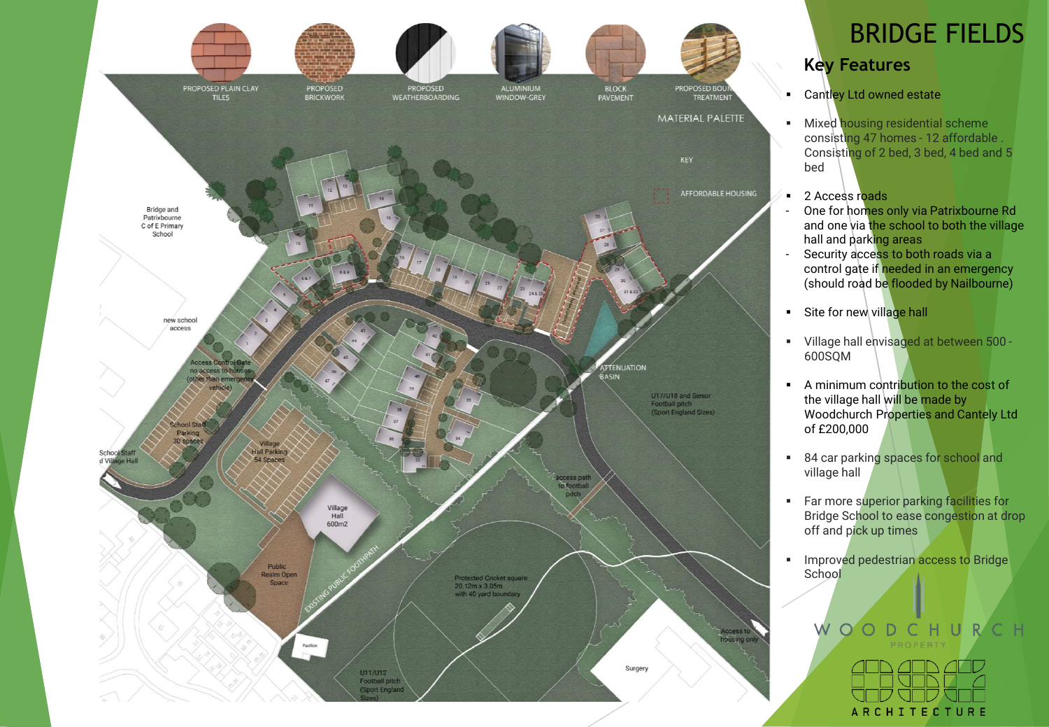# BRIDGE FIELDS

## Key Features

- Cantley Ltd owned estate
- Mixed housing residential scheme consisting 47 homes - 12 affordable . Consisting of 2 bed, 3 bed, 4 bed and 5 bed
- 2 Access roads
  - One for homes only via Patrixbourne Rd and one via the school to both the village hall and parking areas
  - Security access to both roads via a control gate if needed in an emergency (should road be flooded by Nailbourne)
- Site for new village hall
- Village hall envisaged at between 500 - 600SQM
- A minimum contribution to the cost of the village hall will be made by Woodchurch Properties and Cantely Ltd of £200,000
- 84 car parking spaces for school and village hall
- Far more superior parking facilities for Bridge School to ease congestion at drop off and pick up times
- Improved pedestrian access to Bridge School

MATERIAL PALETTE

PROPOSED PLAIN CLAY TILES
PROPOSED BRICKWORK
PROPOSED WEATHERBOARDING
ALUMINIUM WINDOW-GREY
BLOCK PAVEMENT
PROPOSED BOUNDARY TREATMENT

KEY

AFFORDABLE HOUSING

Bridge and Patrixbourne C of E Primary School

new school access

Access Control Gate no access to houses (other than emergency vehicle)

School Staff Parking 30 spaces

Village Hall Parking 54 Spaces

School Staff and Village Hall

Village Hall 600m2

Public Realm Open Space

EXISTING PUBLIC FOOTPATH

ATTENUATION BASIN

U17/U18 and Senior Football pitch (Sport England Sizes)

access path to football pitch

Protected Cricket square 20.12m x 3.05m with 40 yard boundary

Pavilion

U11/U12 Football pitch (Sport England Sizes)

Access to housing only

Surgery

WOODCHURCH PROPERTY

ARCHITECTURE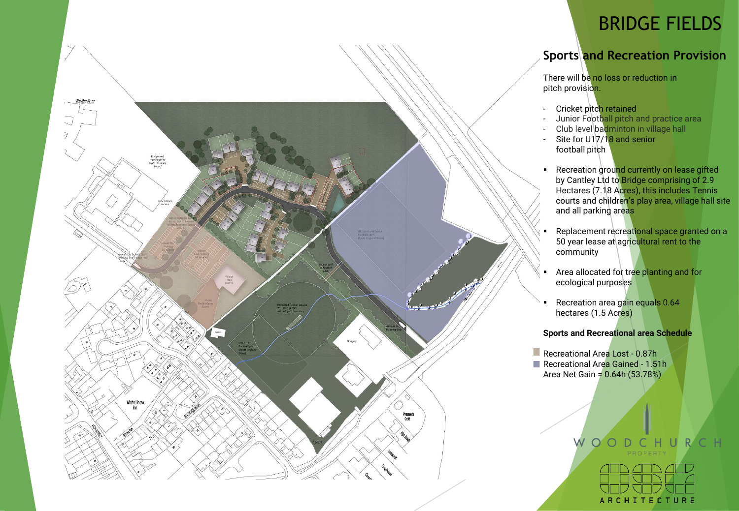# BRIDGE FIELDS

## Sports and Recreation Provision

There will be no loss or reduction in pitch provision.

- Cricket pitch retained
- Junior Football pitch and practice area
- Club level badminton in village hall
- Site for U17/18 and senior football pitch

- Recreation ground currently on lease gifted by Cantley Ltd to Bridge comprising of 2.9 Hectares (7.18 Acres), this includes Tennis courts and children's play area, village hall site and all parking areas
- Replacement recreational space granted on a 50 year lease at agricultural rent to the community
- Area allocated for tree planting and for ecological purposes
- Recreation area gain equals 0.64 hectares (1.5 Acres)

**Sports and Recreational area Schedule**

Recreational Area Lost - 0.87h
Recreational Area Gained - 1.51h
Area Net Gain = 0.64h (53.78%)

WOODCHURCH PROPERTY

ARCHITECTURE